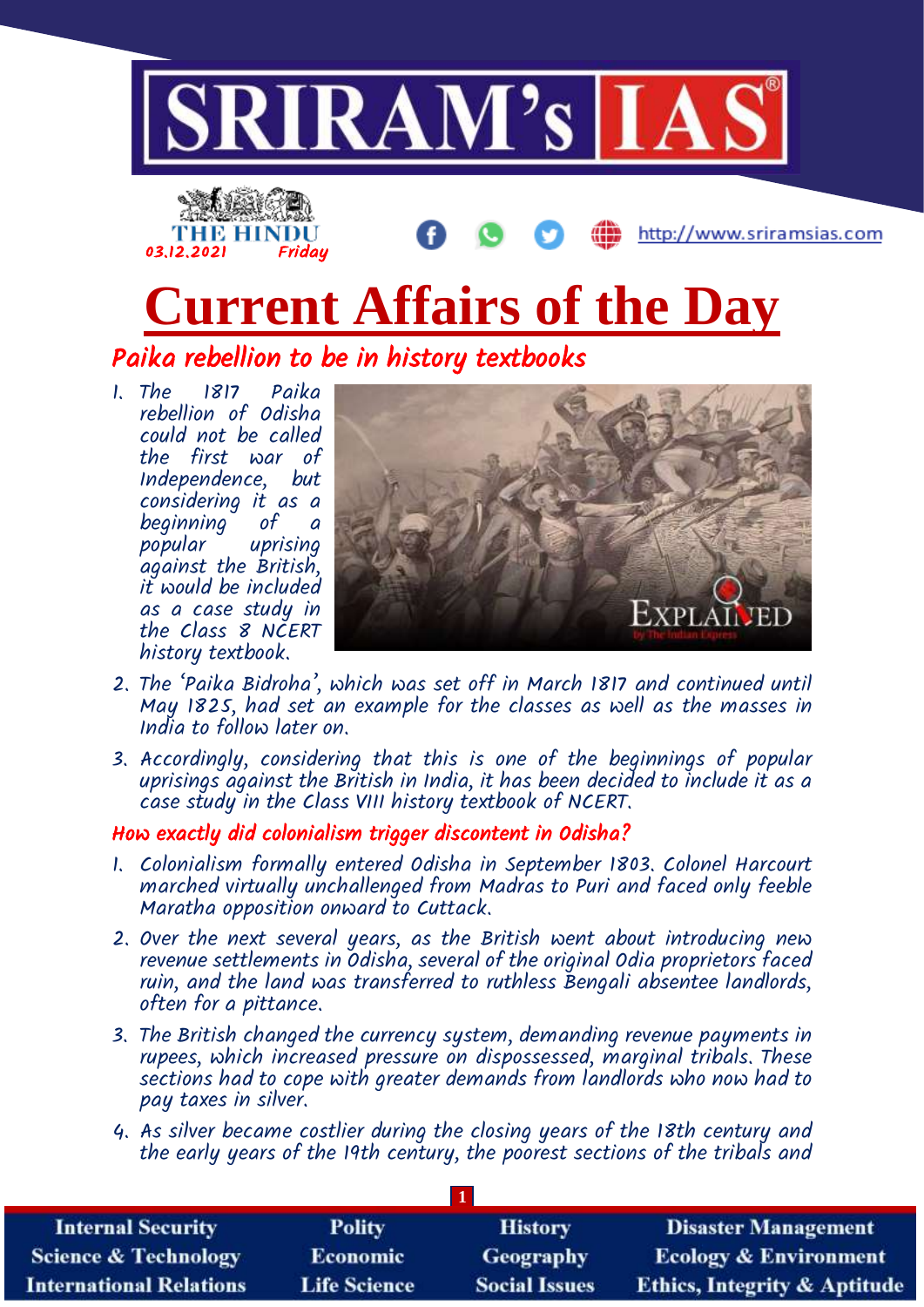# Current Affairs of the Day

## Paika rebellion to be in history textbooks

1. The 1817 Paika rebellion of Odisha could not be called the first war of Independence, but considering it as a beginning of a popular uprising against the British, it would be included as a case study in the Class 8 NCERT history textbook.
2. The 'Paika Bidroha', which was set off in March 1817 and continued until May 1825, had set an example for the classes as well as the masses in India to follow later on.
3. Accordingly, considering that this is one of the beginnings of popular uprisings against the British in India, it has been decided to include it as a case study in the Class VIII history textbook of NCERT.

### How exactly did colonialism trigger discontent in Odisha?

1. Colonialism formally entered Odisha in September 1803. Colonel Harcourt marched virtually unchallenged from Madras to Puri and faced only feeble Maratha opposition onward to Cuttack.
2. Over the next several years, as the British went about introducing new revenue settlements in Odisha, several of the original Odia proprietors faced ruin, and the land was transferred to ruthless Bengali absentee landlords, often for a pittance.
3. The British changed the currency system, demanding revenue payments in rupees, which increased pressure on dispossessed, marginal tribals. These sections had to cope with greater demands from landlords who now had to pay taxes in silver.
4. As silver became costlier during the closing years of the 18th century and the early years of the 19th century, the poorest sections of the tribals and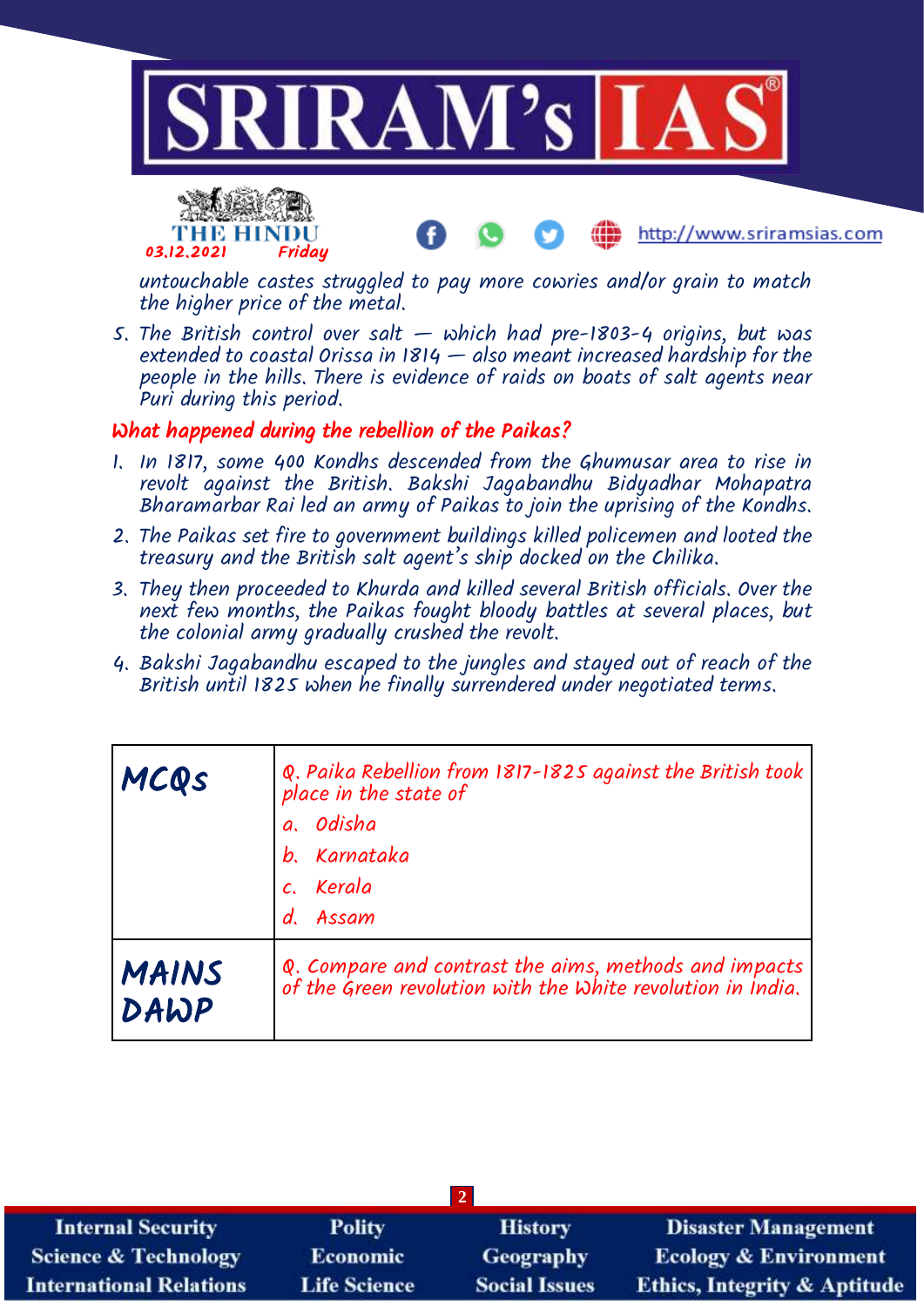untouchable castes struggled to pay more cowries and/or grain to match the higher price of the metal.

5. The British control over salt — which had pre-1803-4 origins, but was extended to coastal Orissa in 1814 — also meant increased hardship for the people in the hills. There is evidence of raids on boats of salt agents near Puri during this period.

## What happened during the rebellion of the Paikas?

1. In 1817, some 400 Kondhs descended from the Ghumusar area to rise in revolt against the British. Bakshi Jagabandhu Bidyadhar Mohapatra Bharamarbar Rai led an army of Paikas to join the uprising of the Kondhs.
2. The Paikas set fire to government buildings killed policemen and looted the treasury and the British salt agent's ship docked on the Chilika.
3. They then proceeded to Khurda and killed several British officials. Over the next few months, the Paikas fought bloody battles at several places, but the colonial army gradually crushed the revolt.
4. Bakshi Jagabandhu escaped to the jungles and stayed out of reach of the British until 1825 when he finally surrendered under negotiated terms.

| | |
|---|---|
| **MCQs** | Q. Paika Rebellion from 1817-1825 against the British took place in the state of<br>a. Odisha<br>b. Karnataka<br>c. Kerala<br>d. Assam |
| **MAINS DAWP** | Q. Compare and contrast the aims, methods and impacts of the Green revolution with the White revolution in India. |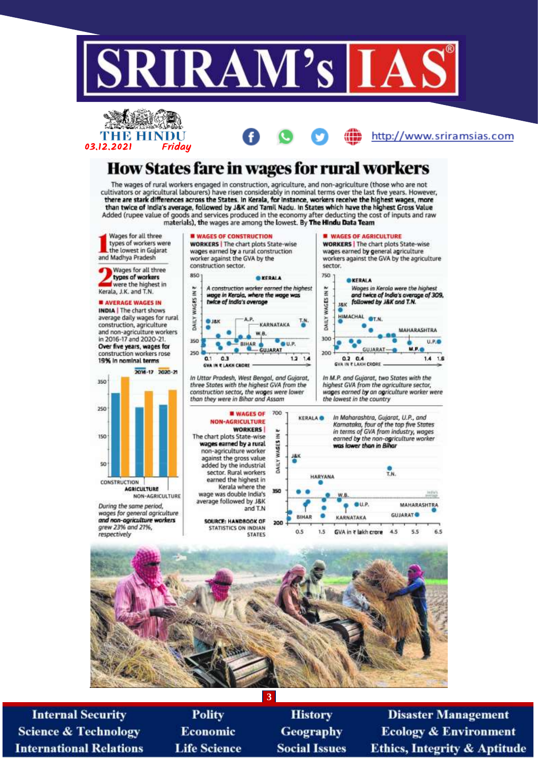# How States fare in wages for rural workers

The wages of rural workers engaged in construction, agriculture, and non-agriculture (those who are not cultivators or agricultural labourers) have risen considerably in nominal terms over the last five years. However, **there are stark differences across the States. In Kerala, for instance, workers receive the highest wages, more than twice of India's average, followed by J&K and Tamil Nadu. In States which have the highest Gross Value** Added (rupee value of goods and services produced in the economy after deducting the cost of inputs and raw materials), the wages are among the lowest. By **The Hindu Data Team**

**1** Wages for all three types of workers were the lowest in Gujarat and Madhya Pradesh

**2** Wages for all three **types of workers** were the highest in Kerala, J.K. and T.N.

■ **AVERAGE WAGES IN INDIA** | The chart shows average daily wages for rural construction, agriculture and non-agriculture workers in 2016-17 and 2020-21. **Over five years, wages for** construction workers rose **19% in nominal terms**

2016-17 2020-21

350
250
150
50

CONSTRUCTION
AGRICULTURE
NON-AGRICULTURE

*During the same period, wages for general agriculture and non-agriculture workers grew 23% and 21%, respectively*

■ **WAGES OF CONSTRUCTION WORKERS** | The chart plots State-wise wages earned by a rural construction worker against the GVA by the construction sector.

DAILY WAGES IN ₹
850
350
250
KERALA
*A construction worker earned the highest wage in Kerala, where the wage was twice of India's average*
J&K
A.P.
KARNATAKA
T.N.
W.B.
BIHAR
U.P.
GUJARAT
0.1 0.3 1.2 1.4
GVA IN ₹ LAKH CRORE

*In Uttar Pradesh, West Bengal, and Gujarat, three States with the highest GVA from the construction sector, the wages were lower than they were in Bihar and Assam*

■ **WAGES OF AGRICULTURE WORKERS** | The chart plots State-wise wages earned by general agriculture workers against the GVA by the agriculture sector.

DAILY WAGES IN ₹
750
300
200
KERALA
*Wages in Kerala were the highest and twice of India's average of 309, followed by J&K and T.N.*
J&K
HIMACHAL
T.N.
MAHARASHTRA
U.P.
GUJARAT
M.P.
0.2 0.4 1.4 1.6
GVA IN ₹ LAKH CRORE

*In M.P. and Gujarat, two States with the highest GVA from the agriculture sector, wages earned by an agriculture worker were the lowest in the country*

■ **WAGES OF NON-AGRICULTURE WORKERS** | The chart plots State-wise wages earned by a rural non-agriculture worker against the gross value added by the industrial sector. Rural workers earned the highest in Kerala where the wage was double India's average followed by J&K and T.N.

**SOURCE: HANDBOOK OF STATISTICS ON INDIAN STATES**

DAILY WAGES IN ₹
700
350
200
KERALA
*In Maharashtra, Gujarat, U.P., and Karnataka, four of the top five States in terms of GVA from industry, wages earned by the non-agriculture worker was lower than in Bihar*
J&K
HARYANA
T.N.
W.B.
India's average
U.P.
MAHARASHTRA
BIHAR
KARNATAKA
GUJARAT
0.5 1.5 GVA in ₹ lakh crore 4.5 5.5 6.5